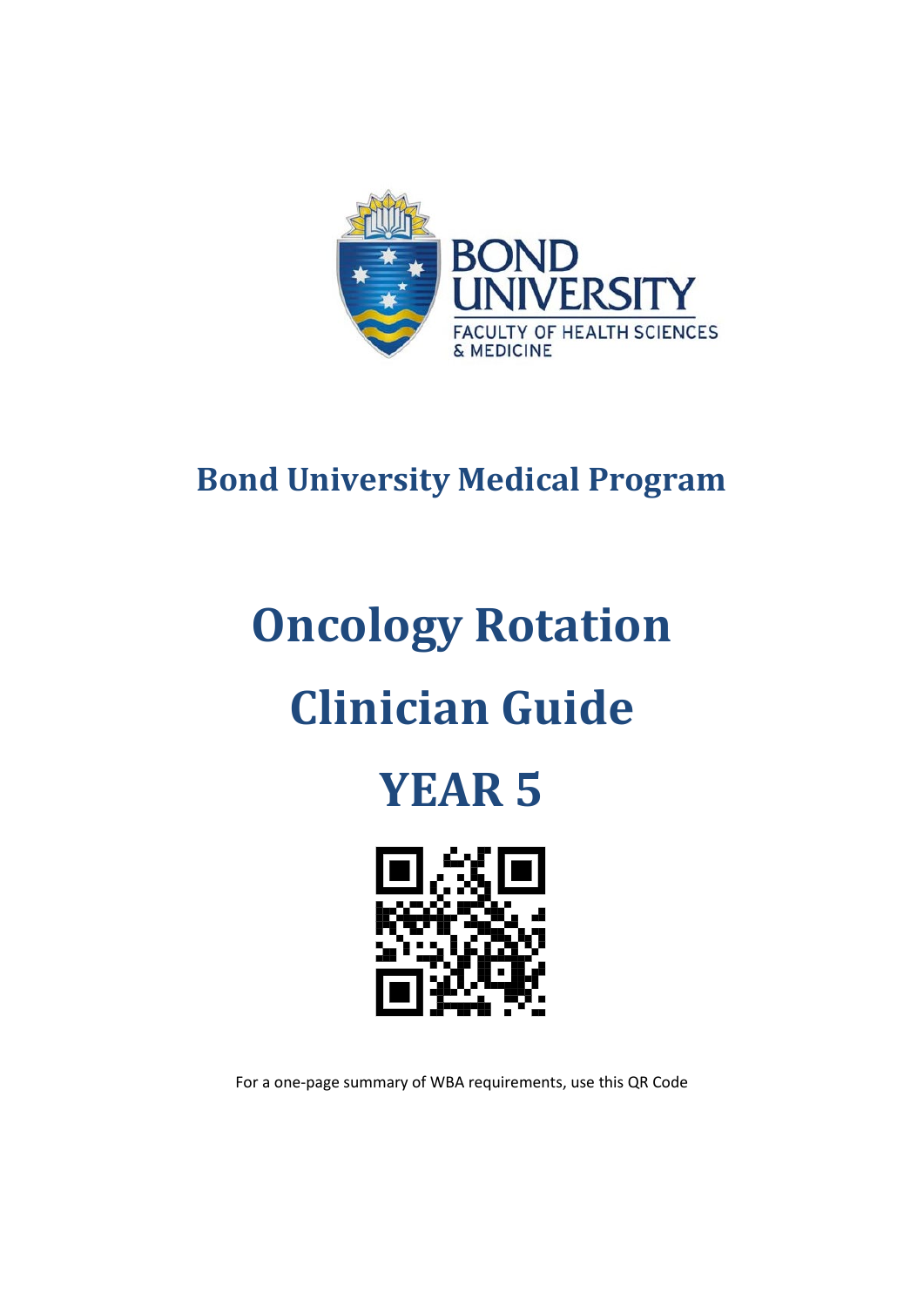BOND UNIVERSITY

FACULTY OF HEALTH SCIENCES & MEDICINE

## Bond University Medical Program

# Oncology Rotation

# Clinician Guide

# YEAR 5

For a one-page summary of WBA requirements, use this QR Code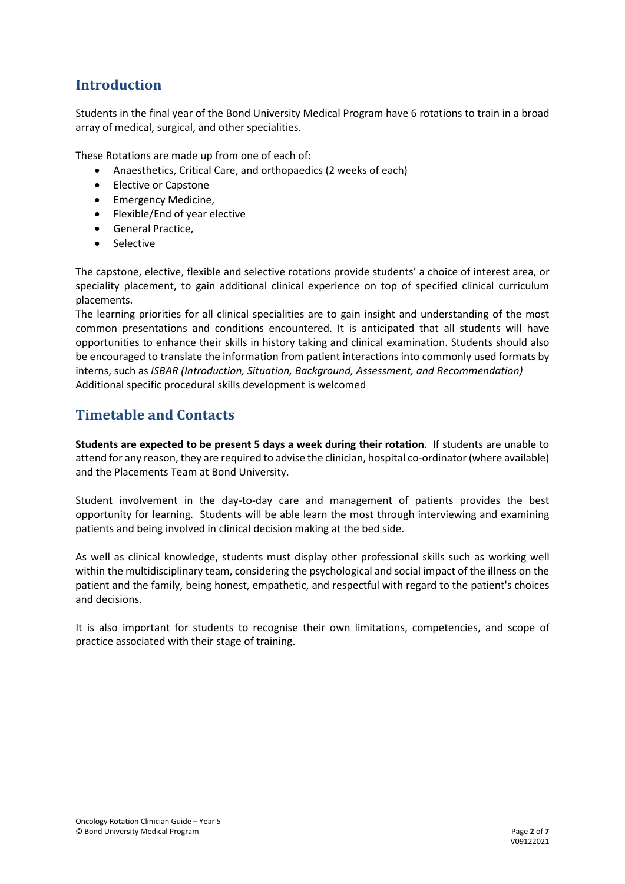## Introduction

Students in the final year of the Bond University Medical Program have 6 rotations to train in a broad array of medical, surgical, and other specialities.

These Rotations are made up from one of each of:

- Anaesthetics, Critical Care, and orthopaedics (2 weeks of each)
- Elective or Capstone
- Emergency Medicine,
- Flexible/End of year elective
- General Practice,
- Selective

The capstone, elective, flexible and selective rotations provide students' a choice of interest area, or speciality placement, to gain additional clinical experience on top of specified clinical curriculum placements.
The learning priorities for all clinical specialities are to gain insight and understanding of the most common presentations and conditions encountered. It is anticipated that all students will have opportunities to enhance their skills in history taking and clinical examination. Students should also be encouraged to translate the information from patient interactions into commonly used formats by interns, such as *ISBAR (Introduction, Situation, Background, Assessment, and Recommendation)*
Additional specific procedural skills development is welcomed

## Timetable and Contacts

**Students are expected to be present 5 days a week during their rotation**. If students are unable to attend for any reason, they are required to advise the clinician, hospital co-ordinator (where available) and the Placements Team at Bond University.

Student involvement in the day-to-day care and management of patients provides the best opportunity for learning. Students will be able learn the most through interviewing and examining patients and being involved in clinical decision making at the bed side.

As well as clinical knowledge, students must display other professional skills such as working well within the multidisciplinary team, considering the psychological and social impact of the illness on the patient and the family, being honest, empathetic, and respectful with regard to the patient's choices and decisions.

It is also important for students to recognise their own limitations, competencies, and scope of practice associated with their stage of training.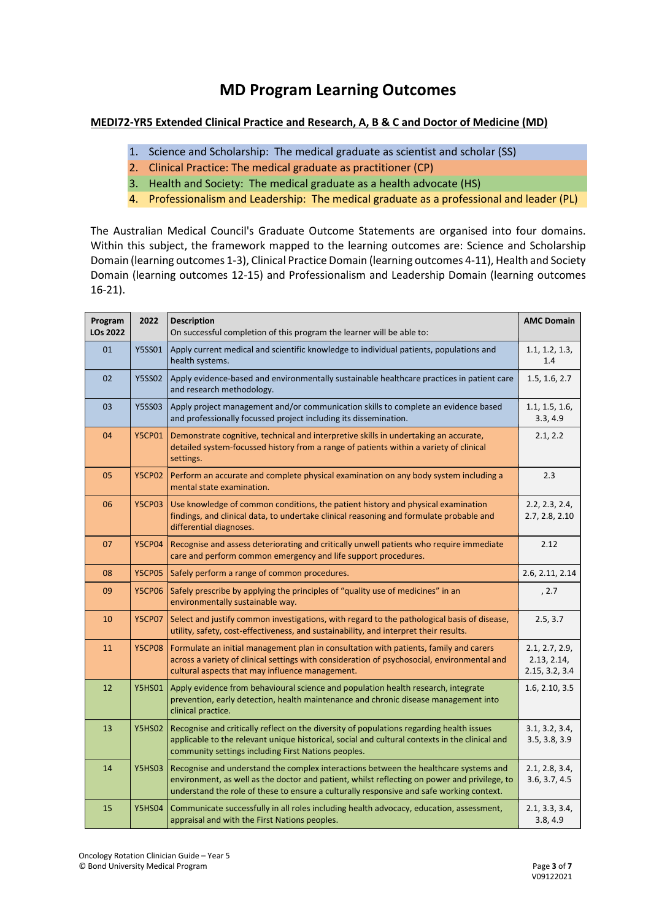# MD Program Learning Outcomes

**MEDI72-YR5 Extended Clinical Practice and Research, A, B & C and Doctor of Medicine (MD)**

1. Science and Scholarship: The medical graduate as scientist and scholar (SS)
2. Clinical Practice: The medical graduate as practitioner (CP)
3. Health and Society: The medical graduate as a health advocate (HS)
4. Professionalism and Leadership: The medical graduate as a professional and leader (PL)

The Australian Medical Council's Graduate Outcome Statements are organised into four domains. Within this subject, the framework mapped to the learning outcomes are: Science and Scholarship Domain (learning outcomes 1-3), Clinical Practice Domain (learning outcomes 4-11), Health and Society Domain (learning outcomes 12-15) and Professionalism and Leadership Domain (learning outcomes 16-21).

| Program LOs 2022 | 2022 | Description<br>On successful completion of this program the learner will be able to: | AMC Domain |
|---|---|---|---|
| 01 | Y5SS01 | Apply current medical and scientific knowledge to individual patients, populations and health systems. | 1.1, 1.2, 1.3, 1.4 |
| 02 | Y5SS02 | Apply evidence-based and environmentally sustainable healthcare practices in patient care and research methodology. | 1.5, 1.6, 2.7 |
| 03 | Y5SS03 | Apply project management and/or communication skills to complete an evidence based and professionally focussed project including its dissemination. | 1.1, 1.5, 1.6, 3.3, 4.9 |
| 04 | Y5CP01 | Demonstrate cognitive, technical and interpretive skills in undertaking an accurate, detailed system-focussed history from a range of patients within a variety of clinical settings. | 2.1, 2.2 |
| 05 | Y5CP02 | Perform an accurate and complete physical examination on any body system including a mental state examination. | 2.3 |
| 06 | Y5CP03 | Use knowledge of common conditions, the patient history and physical examination findings, and clinical data, to undertake clinical reasoning and formulate probable and differential diagnoses. | 2.2, 2.3, 2.4, 2.7, 2.8, 2.10 |
| 07 | Y5CP04 | Recognise and assess deteriorating and critically unwell patients who require immediate care and perform common emergency and life support procedures. | 2.12 |
| 08 | Y5CP05 | Safely perform a range of common procedures. | 2.6, 2.11, 2.14 |
| 09 | Y5CP06 | Safely prescribe by applying the principles of "quality use of medicines" in an environmentally sustainable way. | , 2.7 |
| 10 | Y5CP07 | Select and justify common investigations, with regard to the pathological basis of disease, utility, safety, cost-effectiveness, and sustainability, and interpret their results. | 2.5, 3.7 |
| 11 | Y5CP08 | Formulate an initial management plan in consultation with patients, family and carers across a variety of clinical settings with consideration of psychosocial, environmental and cultural aspects that may influence management. | 2.1, 2.7, 2.9, 2.13, 2.14, 2.15, 3.2, 3.4 |
| 12 | Y5HS01 | Apply evidence from behavioural science and population health research, integrate prevention, early detection, health maintenance and chronic disease management into clinical practice. | 1.6, 2.10, 3.5 |
| 13 | Y5HS02 | Recognise and critically reflect on the diversity of populations regarding health issues applicable to the relevant unique historical, social and cultural contexts in the clinical and community settings including First Nations peoples. | 3.1, 3.2, 3.4, 3.5, 3.8, 3.9 |
| 14 | Y5HS03 | Recognise and understand the complex interactions between the healthcare systems and environment, as well as the doctor and patient, whilst reflecting on power and privilege, to understand the role of these to ensure a culturally responsive and safe working context. | 2.1, 2.8, 3.4, 3.6, 3.7, 4.5 |
| 15 | Y5HS04 | Communicate successfully in all roles including health advocacy, education, assessment, appraisal and with the First Nations peoples. | 2.1, 3.3, 3.4, 3.8, 4.9 |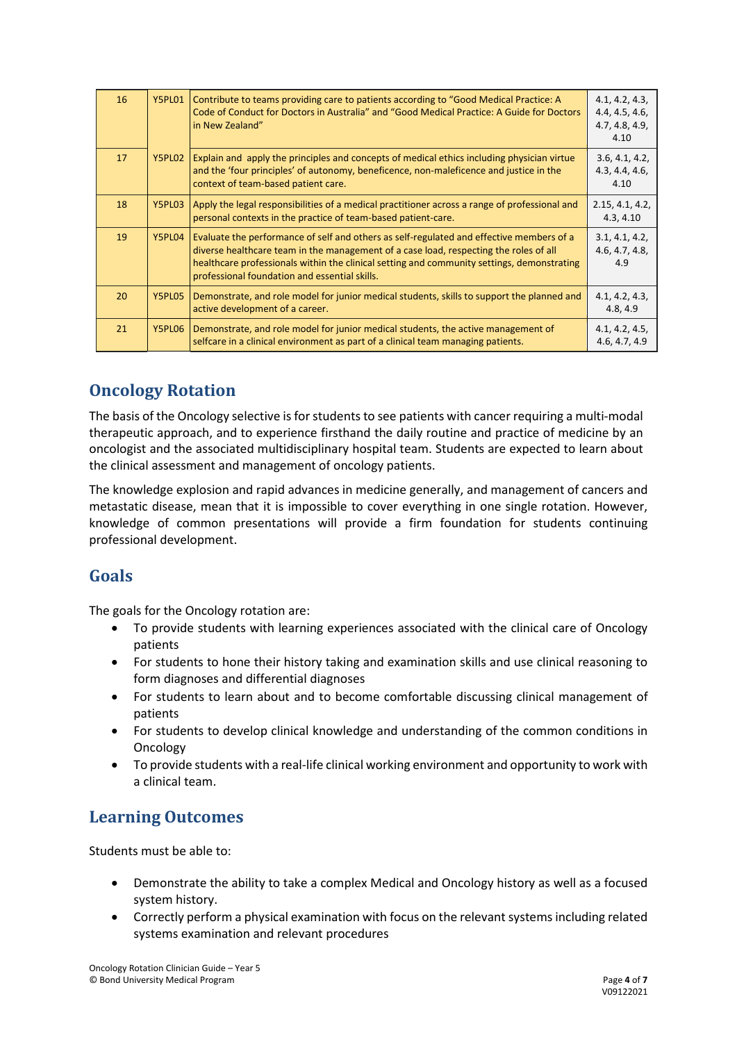| 16 | Y5PL01 | Contribute to teams providing care to patients according to "Good Medical Practice: A Code of Conduct for Doctors in Australia" and "Good Medical Practice: A Guide for Doctors in New Zealand" | 4.1, 4.2, 4.3, 4.4, 4.5, 4.6, 4.7, 4.8, 4.9, 4.10 |
|---|---|---|---|
| 17 | Y5PL02 | Explain and apply the principles and concepts of medical ethics including physician virtue and the 'four principles' of autonomy, beneficence, non-maleficence and justice in the context of team-based patient care. | 3.6, 4.1, 4.2, 4.3, 4.4, 4.6, 4.10 |
| 18 | Y5PL03 | Apply the legal responsibilities of a medical practitioner across a range of professional and personal contexts in the practice of team-based patient-care. | 2.15, 4.1, 4.2, 4.3, 4.10 |
| 19 | Y5PL04 | Evaluate the performance of self and others as self-regulated and effective members of a diverse healthcare team in the management of a case load, respecting the roles of all healthcare professionals within the clinical setting and community settings, demonstrating professional foundation and essential skills. | 3.1, 4.1, 4.2, 4.6, 4.7, 4.8, 4.9 |
| 20 | Y5PL05 | Demonstrate, and role model for junior medical students, skills to support the planned and active development of a career. | 4.1, 4.2, 4.3, 4.8, 4.9 |
| 21 | Y5PL06 | Demonstrate, and role model for junior medical students, the active management of selfcare in a clinical environment as part of a clinical team managing patients. | 4.1, 4.2, 4.5, 4.6, 4.7, 4.9 |

## Oncology Rotation

The basis of the Oncology selective is for students to see patients with cancer requiring a multi-modal therapeutic approach, and to experience firsthand the daily routine and practice of medicine by an oncologist and the associated multidisciplinary hospital team. Students are expected to learn about the clinical assessment and management of oncology patients.

The knowledge explosion and rapid advances in medicine generally, and management of cancers and metastatic disease, mean that it is impossible to cover everything in one single rotation. However, knowledge of common presentations will provide a firm foundation for students continuing professional development.

## Goals

The goals for the Oncology rotation are:

- To provide students with learning experiences associated with the clinical care of Oncology patients
- For students to hone their history taking and examination skills and use clinical reasoning to form diagnoses and differential diagnoses
- For students to learn about and to become comfortable discussing clinical management of patients
- For students to develop clinical knowledge and understanding of the common conditions in Oncology
- To provide students with a real-life clinical working environment and opportunity to work with a clinical team.

## Learning Outcomes

Students must be able to:

- Demonstrate the ability to take a complex Medical and Oncology history as well as a focused system history.
- Correctly perform a physical examination with focus on the relevant systems including related systems examination and relevant procedures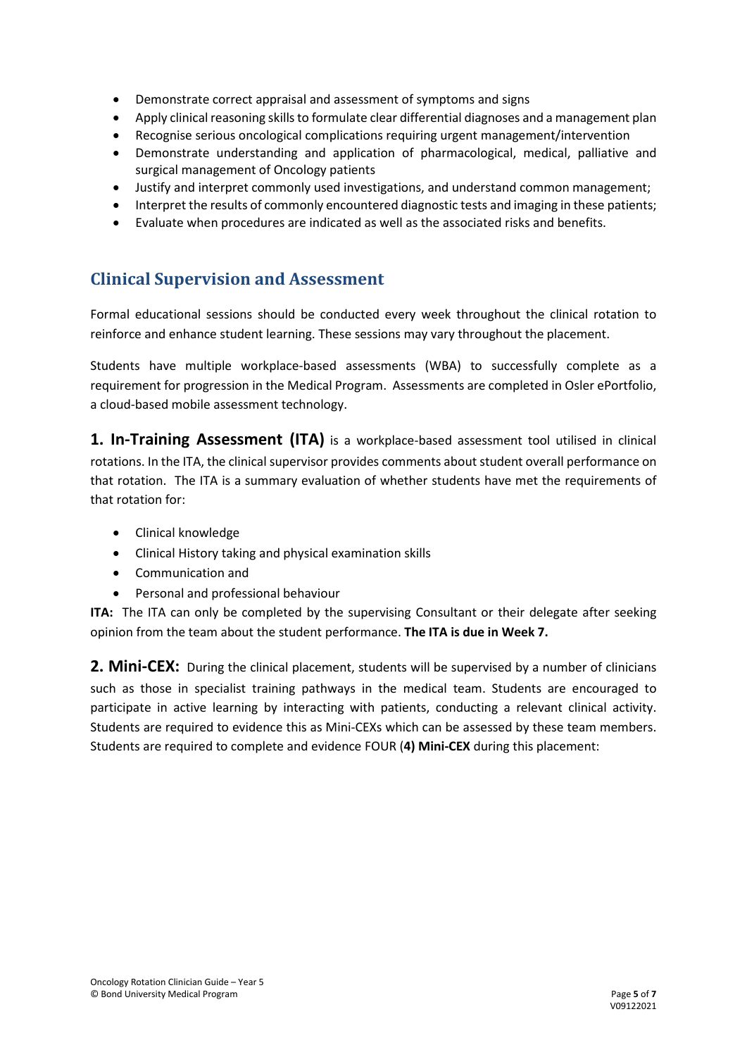- Demonstrate correct appraisal and assessment of symptoms and signs
- Apply clinical reasoning skills to formulate clear differential diagnoses and a management plan
- Recognise serious oncological complications requiring urgent management/intervention
- Demonstrate understanding and application of pharmacological, medical, palliative and surgical management of Oncology patients
- Justify and interpret commonly used investigations, and understand common management;
- Interpret the results of commonly encountered diagnostic tests and imaging in these patients;
- Evaluate when procedures are indicated as well as the associated risks and benefits.

## Clinical Supervision and Assessment

Formal educational sessions should be conducted every week throughout the clinical rotation to reinforce and enhance student learning. These sessions may vary throughout the placement.

Students have multiple workplace-based assessments (WBA) to successfully complete as a requirement for progression in the Medical Program. Assessments are completed in Osler ePortfolio, a cloud-based mobile assessment technology.

**1. In-Training Assessment (ITA)** is a workplace-based assessment tool utilised in clinical rotations. In the ITA, the clinical supervisor provides comments about student overall performance on that rotation. The ITA is a summary evaluation of whether students have met the requirements of that rotation for:

- Clinical knowledge
- Clinical History taking and physical examination skills
- Communication and
- Personal and professional behaviour

**ITA:** The ITA can only be completed by the supervising Consultant or their delegate after seeking opinion from the team about the student performance. **The ITA is due in Week 7.**

**2. Mini-CEX:** During the clinical placement, students will be supervised by a number of clinicians such as those in specialist training pathways in the medical team. Students are encouraged to participate in active learning by interacting with patients, conducting a relevant clinical activity. Students are required to evidence this as Mini-CEXs which can be assessed by these team members. Students are required to complete and evidence FOUR (**4) Mini-CEX** during this placement: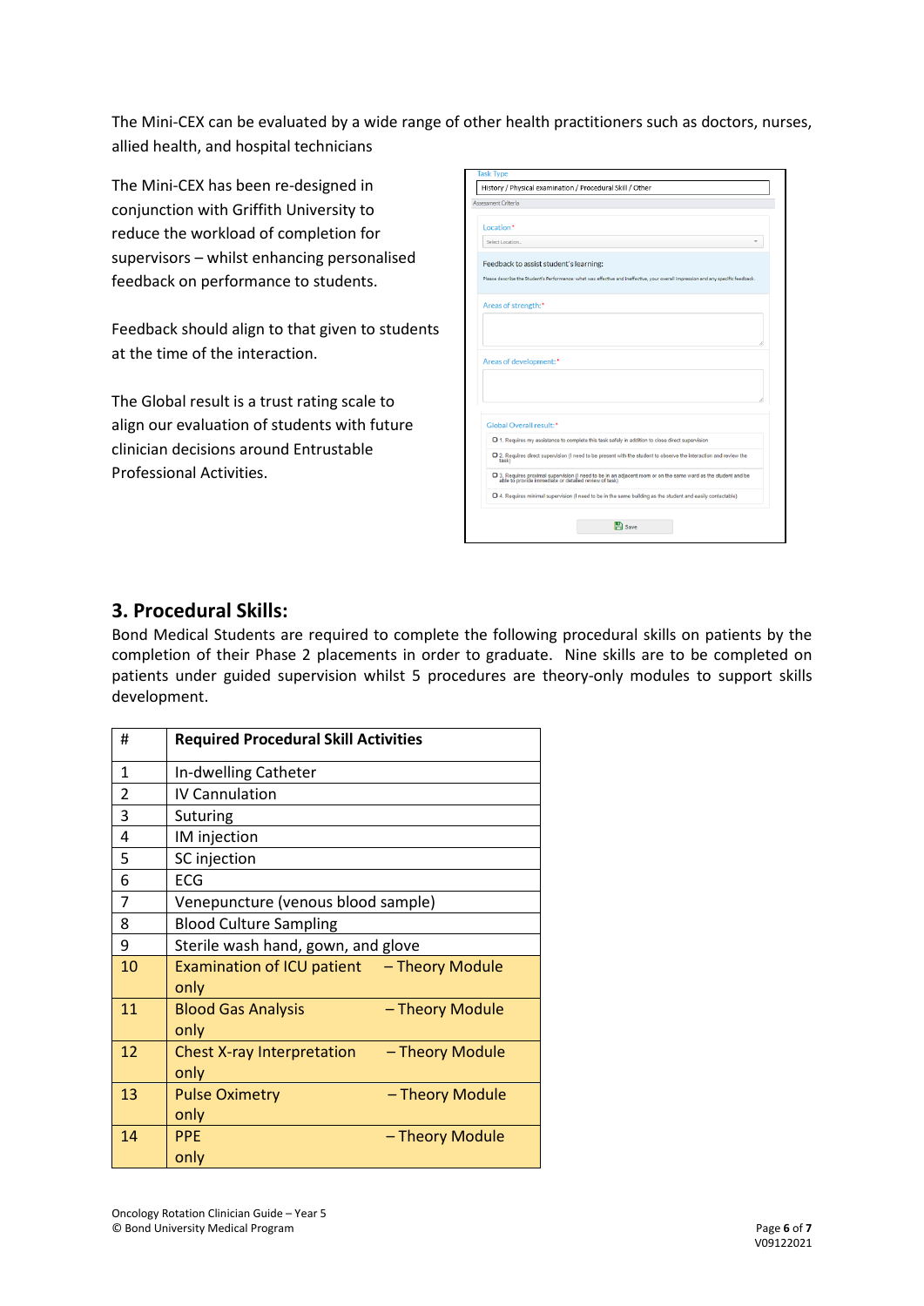The Mini-CEX can be evaluated by a wide range of other health practitioners such as doctors, nurses, allied health, and hospital technicians

The Mini-CEX has been re-designed in conjunction with Griffith University to reduce the workload of completion for supervisors – whilst enhancing personalised feedback on performance to students.

Feedback should align to that given to students at the time of the interaction.

The Global result is a trust rating scale to align our evaluation of students with future clinician decisions around Entrustable Professional Activities.

Task Type

History / Physical examination / Procedural Skill / Other

Assessment Criteria

Location *

Select Location...

Feedback to assist student's learning:

Please describe the Student's Performance: what was effective and ineffective, your overall impression and any specific feedback.

Areas of strength: *

Areas of development: *

Global Overall result: *

- 1. Requires my assistance to complete this task safely in addition to close direct supervision
- 2. Requires direct supervision (I need to be present with the student to observe the interaction and review the task)
- 3. Requires proximal supervision (I need to be in an adjacent room or on the same ward as the student and be able to provide immediate or detailed review of task)
- 4. Requires minimal supervision (I need to be in the same building as the student and easily contactable)

Save

## 3. Procedural Skills:

Bond Medical Students are required to complete the following procedural skills on patients by the completion of their Phase 2 placements in order to graduate. Nine skills are to be completed on patients under guided supervision whilst 5 procedures are theory-only modules to support skills development.

| # | Required Procedural Skill Activities |
|---|---|
| 1 | In-dwelling Catheter |
| 2 | IV Cannulation |
| 3 | Suturing |
| 4 | IM injection |
| 5 | SC injection |
| 6 | ECG |
| 7 | Venepuncture (venous blood sample) |
| 8 | Blood Culture Sampling |
| 9 | Sterile wash hand, gown, and glove |
| 10 | Examination of ICU patient – Theory Module only |
| 11 | Blood Gas Analysis – Theory Module only |
| 12 | Chest X-ray Interpretation – Theory Module only |
| 13 | Pulse Oximetry – Theory Module only |
| 14 | PPE – Theory Module only |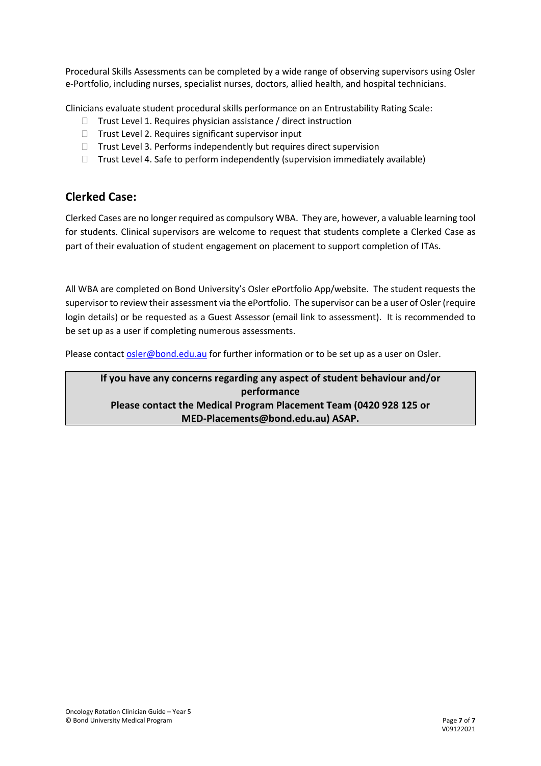Procedural Skills Assessments can be completed by a wide range of observing supervisors using Osler e-Portfolio, including nurses, specialist nurses, doctors, allied health, and hospital technicians.

Clinicians evaluate student procedural skills performance on an Entrustability Rating Scale:

- Trust Level 1. Requires physician assistance / direct instruction
- Trust Level 2. Requires significant supervisor input
- Trust Level 3. Performs independently but requires direct supervision
- Trust Level 4. Safe to perform independently (supervision immediately available)

## Clerked Case:

Clerked Cases are no longer required as compulsory WBA. They are, however, a valuable learning tool for students. Clinical supervisors are welcome to request that students complete a Clerked Case as part of their evaluation of student engagement on placement to support completion of ITAs.

All WBA are completed on Bond University's Osler ePortfolio App/website. The student requests the supervisor to review their assessment via the ePortfolio. The supervisor can be a user of Osler (require login details) or be requested as a Guest Assessor (email link to assessment). It is recommended to be set up as a user if completing numerous assessments.

Please contact osler@bond.edu.au for further information or to be set up as a user on Osler.

**If you have any concerns regarding any aspect of student behaviour and/or performance**
**Please contact the Medical Program Placement Team (0420 928 125 or MED-Placements@bond.edu.au) ASAP.**